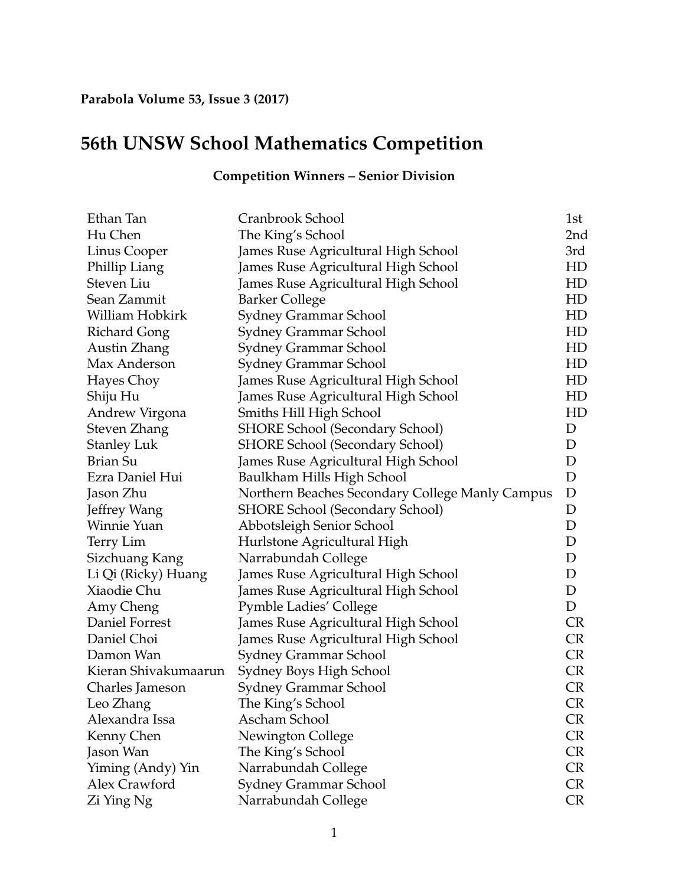**Parabola Volume 53, Issue 3 (2017)**

# 56th UNSW School Mathematics Competition

### Competition Winners – Senior Division

| | | |
|---|---|---|
| Ethan Tan | Cranbrook School | 1st |
| Hu Chen | The King's School | 2nd |
| Linus Cooper | James Ruse Agricultural High School | 3rd |
| Phillip Liang | James Ruse Agricultural High School | HD |
| Steven Liu | James Ruse Agricultural High School | HD |
| Sean Zammit | Barker College | HD |
| William Hobkirk | Sydney Grammar School | HD |
| Richard Gong | Sydney Grammar School | HD |
| Austin Zhang | Sydney Grammar School | HD |
| Max Anderson | Sydney Grammar School | HD |
| Hayes Choy | James Ruse Agricultural High School | HD |
| Shiju Hu | James Ruse Agricultural High School | HD |
| Andrew Virgona | Smiths Hill High School | HD |
| Steven Zhang | SHORE School (Secondary School) | D |
| Stanley Luk | SHORE School (Secondary School) | D |
| Brian Su | James Ruse Agricultural High School | D |
| Ezra Daniel Hui | Baulkham Hills High School | D |
| Jason Zhu | Northern Beaches Secondary College Manly Campus | D |
| Jeffrey Wang | SHORE School (Secondary School) | D |
| Winnie Yuan | Abbotsleigh Senior School | D |
| Terry Lim | Hurlstone Agricultural High | D |
| Sizchuang Kang | Narrabundah College | D |
| Li Qi (Ricky) Huang | James Ruse Agricultural High School | D |
| Xiaodie Chu | James Ruse Agricultural High School | D |
| Amy Cheng | Pymble Ladies' College | D |
| Daniel Forrest | James Ruse Agricultural High School | CR |
| Daniel Choi | James Ruse Agricultural High School | CR |
| Damon Wan | Sydney Grammar School | CR |
| Kieran Shivakumaarun | Sydney Boys High School | CR |
| Charles Jameson | Sydney Grammar School | CR |
| Leo Zhang | The King's School | CR |
| Alexandra Issa | Ascham School | CR |
| Kenny Chen | Newington College | CR |
| Jason Wan | The King's School | CR |
| Yiming (Andy) Yin | Narrabundah College | CR |
| Alex Crawford | Sydney Grammar School | CR |
| Zi Ying Ng | Narrabundah College | CR |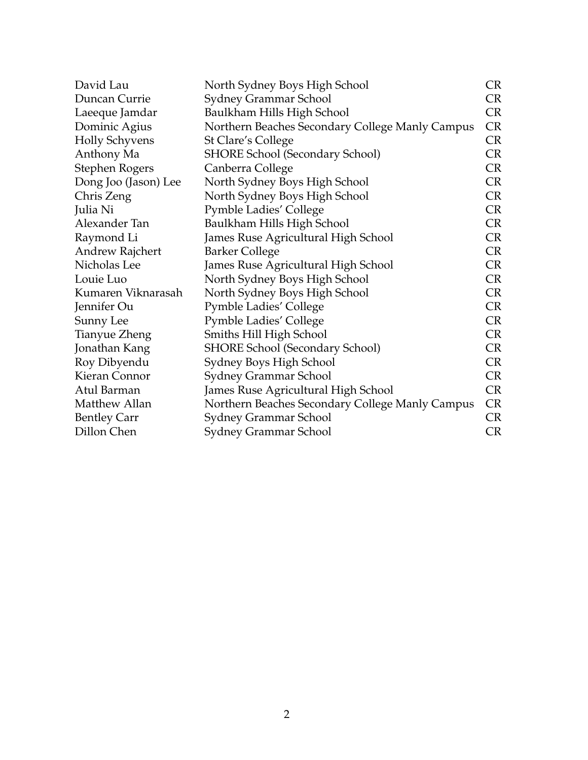| | | |
|---|---|---|
| David Lau | North Sydney Boys High School | CR |
| Duncan Currie | Sydney Grammar School | CR |
| Laeeque Jamdar | Baulkham Hills High School | CR |
| Dominic Agius | Northern Beaches Secondary College Manly Campus | CR |
| Holly Schyvens | St Clare's College | CR |
| Anthony Ma | SHORE School (Secondary School) | CR |
| Stephen Rogers | Canberra College | CR |
| Dong Joo (Jason) Lee | North Sydney Boys High School | CR |
| Chris Zeng | North Sydney Boys High School | CR |
| Julia Ni | Pymble Ladies' College | CR |
| Alexander Tan | Baulkham Hills High School | CR |
| Raymond Li | James Ruse Agricultural High School | CR |
| Andrew Rajchert | Barker College | CR |
| Nicholas Lee | James Ruse Agricultural High School | CR |
| Louie Luo | North Sydney Boys High School | CR |
| Kumaren Viknarasah | North Sydney Boys High School | CR |
| Jennifer Ou | Pymble Ladies' College | CR |
| Sunny Lee | Pymble Ladies' College | CR |
| Tianyue Zheng | Smiths Hill High School | CR |
| Jonathan Kang | SHORE School (Secondary School) | CR |
| Roy Dibyendu | Sydney Boys High School | CR |
| Kieran Connor | Sydney Grammar School | CR |
| Atul Barman | James Ruse Agricultural High School | CR |
| Matthew Allan | Northern Beaches Secondary College Manly Campus | CR |
| Bentley Carr | Sydney Grammar School | CR |
| Dillon Chen | Sydney Grammar School | CR |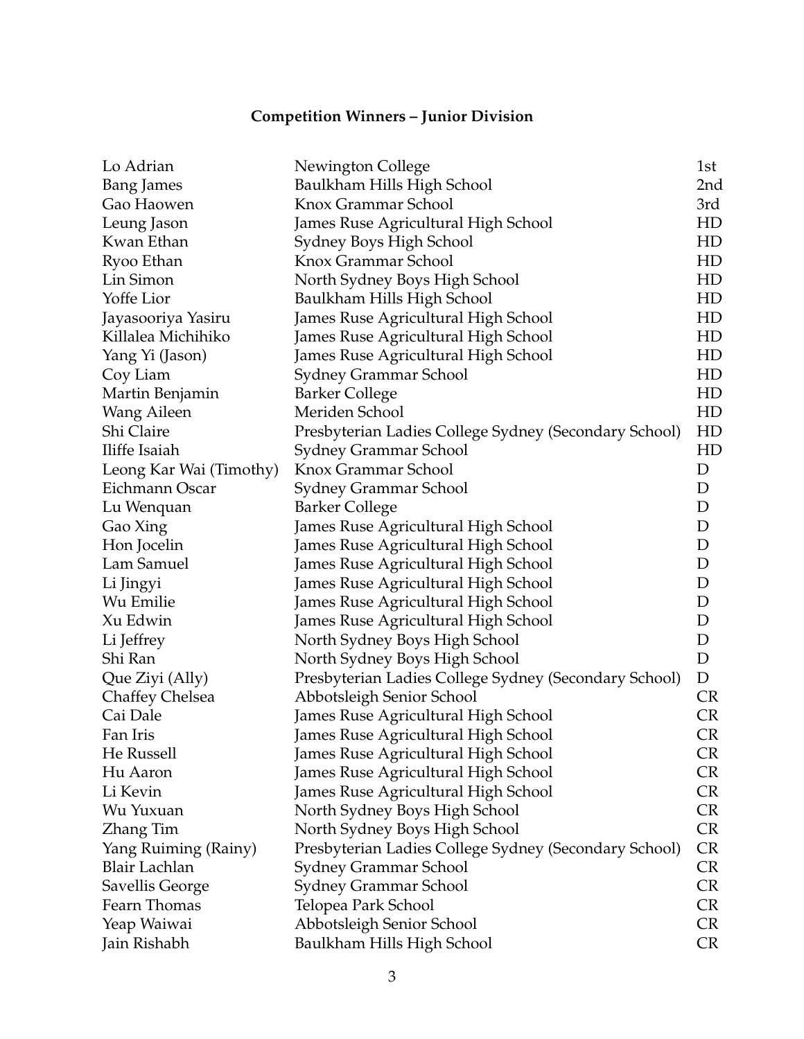## Competition Winners – Junior Division

| Name | School | Award |
|---|---|---|
| Lo Adrian | Newington College | 1st |
| Bang James | Baulkham Hills High School | 2nd |
| Gao Haowen | Knox Grammar School | 3rd |
| Leung Jason | James Ruse Agricultural High School | HD |
| Kwan Ethan | Sydney Boys High School | HD |
| Ryoo Ethan | Knox Grammar School | HD |
| Lin Simon | North Sydney Boys High School | HD |
| Yoffe Lior | Baulkham Hills High School | HD |
| Jayasooriya Yasiru | James Ruse Agricultural High School | HD |
| Killalea Michihiko | James Ruse Agricultural High School | HD |
| Yang Yi (Jason) | James Ruse Agricultural High School | HD |
| Coy Liam | Sydney Grammar School | HD |
| Martin Benjamin | Barker College | HD |
| Wang Aileen | Meriden School | HD |
| Shi Claire | Presbyterian Ladies College Sydney (Secondary School) | HD |
| Iliffe Isaiah | Sydney Grammar School | HD |
| Leong Kar Wai (Timothy) | Knox Grammar School | D |
| Eichmann Oscar | Sydney Grammar School | D |
| Lu Wenquan | Barker College | D |
| Gao Xing | James Ruse Agricultural High School | D |
| Hon Jocelin | James Ruse Agricultural High School | D |
| Lam Samuel | James Ruse Agricultural High School | D |
| Li Jingyi | James Ruse Agricultural High School | D |
| Wu Emilie | James Ruse Agricultural High School | D |
| Xu Edwin | James Ruse Agricultural High School | D |
| Li Jeffrey | North Sydney Boys High School | D |
| Shi Ran | North Sydney Boys High School | D |
| Que Ziyi (Ally) | Presbyterian Ladies College Sydney (Secondary School) | D |
| Chaffey Chelsea | Abbotsleigh Senior School | CR |
| Cai Dale | James Ruse Agricultural High School | CR |
| Fan Iris | James Ruse Agricultural High School | CR |
| He Russell | James Ruse Agricultural High School | CR |
| Hu Aaron | James Ruse Agricultural High School | CR |
| Li Kevin | James Ruse Agricultural High School | CR |
| Wu Yuxuan | North Sydney Boys High School | CR |
| Zhang Tim | North Sydney Boys High School | CR |
| Yang Ruiming (Rainy) | Presbyterian Ladies College Sydney (Secondary School) | CR |
| Blair Lachlan | Sydney Grammar School | CR |
| Savellis George | Sydney Grammar School | CR |
| Fearn Thomas | Telopea Park School | CR |
| Yeap Waiwai | Abbotsleigh Senior School | CR |
| Jain Rishabh | Baulkham Hills High School | CR |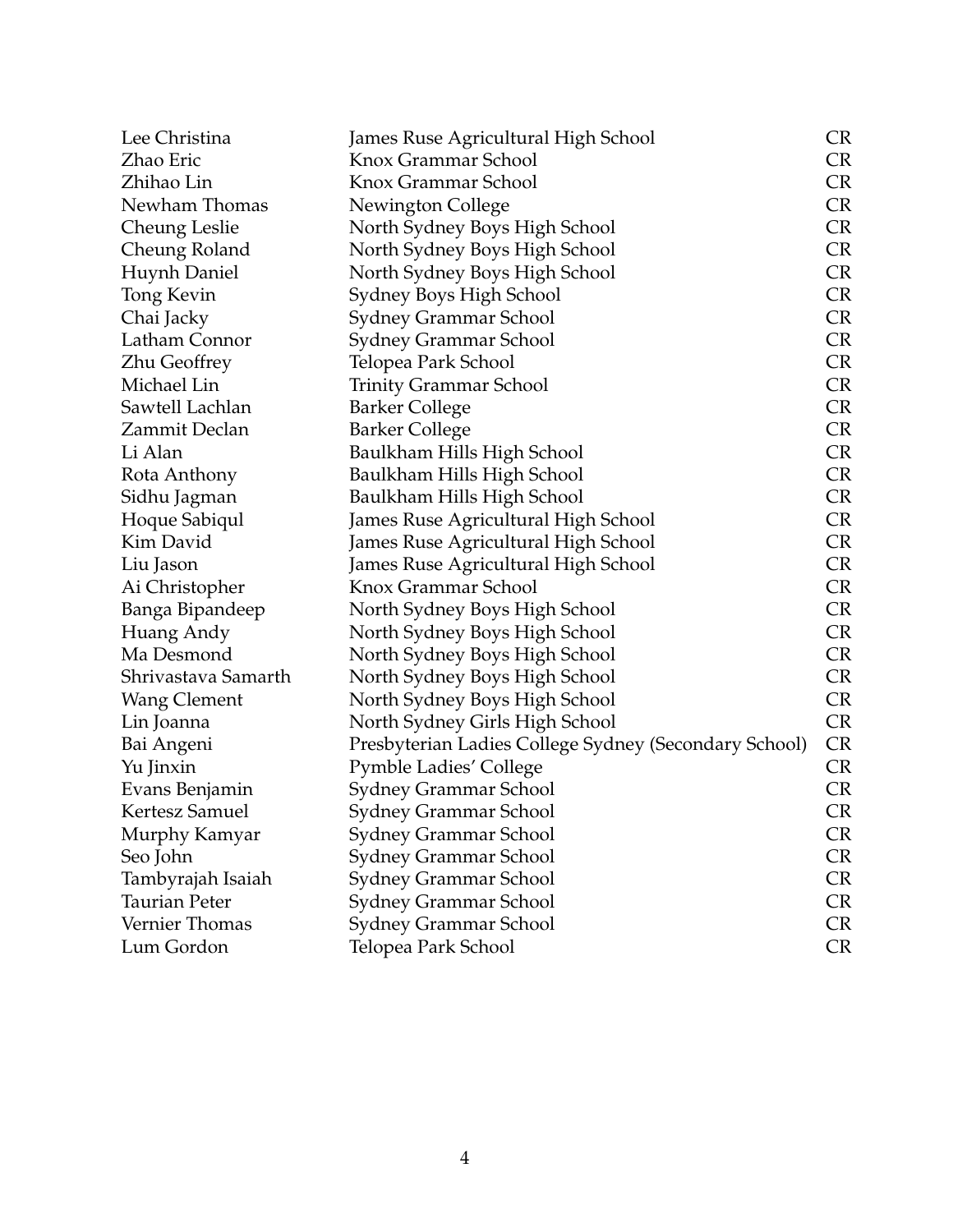| | | |
|---|---|---|
| Lee Christina | James Ruse Agricultural High School | CR |
| Zhao Eric | Knox Grammar School | CR |
| Zhihao Lin | Knox Grammar School | CR |
| Newham Thomas | Newington College | CR |
| Cheung Leslie | North Sydney Boys High School | CR |
| Cheung Roland | North Sydney Boys High School | CR |
| Huynh Daniel | North Sydney Boys High School | CR |
| Tong Kevin | Sydney Boys High School | CR |
| Chai Jacky | Sydney Grammar School | CR |
| Latham Connor | Sydney Grammar School | CR |
| Zhu Geoffrey | Telopea Park School | CR |
| Michael Lin | Trinity Grammar School | CR |
| Sawtell Lachlan | Barker College | CR |
| Zammit Declan | Barker College | CR |
| Li Alan | Baulkham Hills High School | CR |
| Rota Anthony | Baulkham Hills High School | CR |
| Sidhu Jagman | Baulkham Hills High School | CR |
| Hoque Sabiqul | James Ruse Agricultural High School | CR |
| Kim David | James Ruse Agricultural High School | CR |
| Liu Jason | James Ruse Agricultural High School | CR |
| Ai Christopher | Knox Grammar School | CR |
| Banga Bipandeep | North Sydney Boys High School | CR |
| Huang Andy | North Sydney Boys High School | CR |
| Ma Desmond | North Sydney Boys High School | CR |
| Shrivastava Samarth | North Sydney Boys High School | CR |
| Wang Clement | North Sydney Boys High School | CR |
| Lin Joanna | North Sydney Girls High School | CR |
| Bai Angeni | Presbyterian Ladies College Sydney (Secondary School) | CR |
| Yu Jinxin | Pymble Ladies' College | CR |
| Evans Benjamin | Sydney Grammar School | CR |
| Kertesz Samuel | Sydney Grammar School | CR |
| Murphy Kamyar | Sydney Grammar School | CR |
| Seo John | Sydney Grammar School | CR |
| Tambyrajah Isaiah | Sydney Grammar School | CR |
| Taurian Peter | Sydney Grammar School | CR |
| Vernier Thomas | Sydney Grammar School | CR |
| Lum Gordon | Telopea Park School | CR |